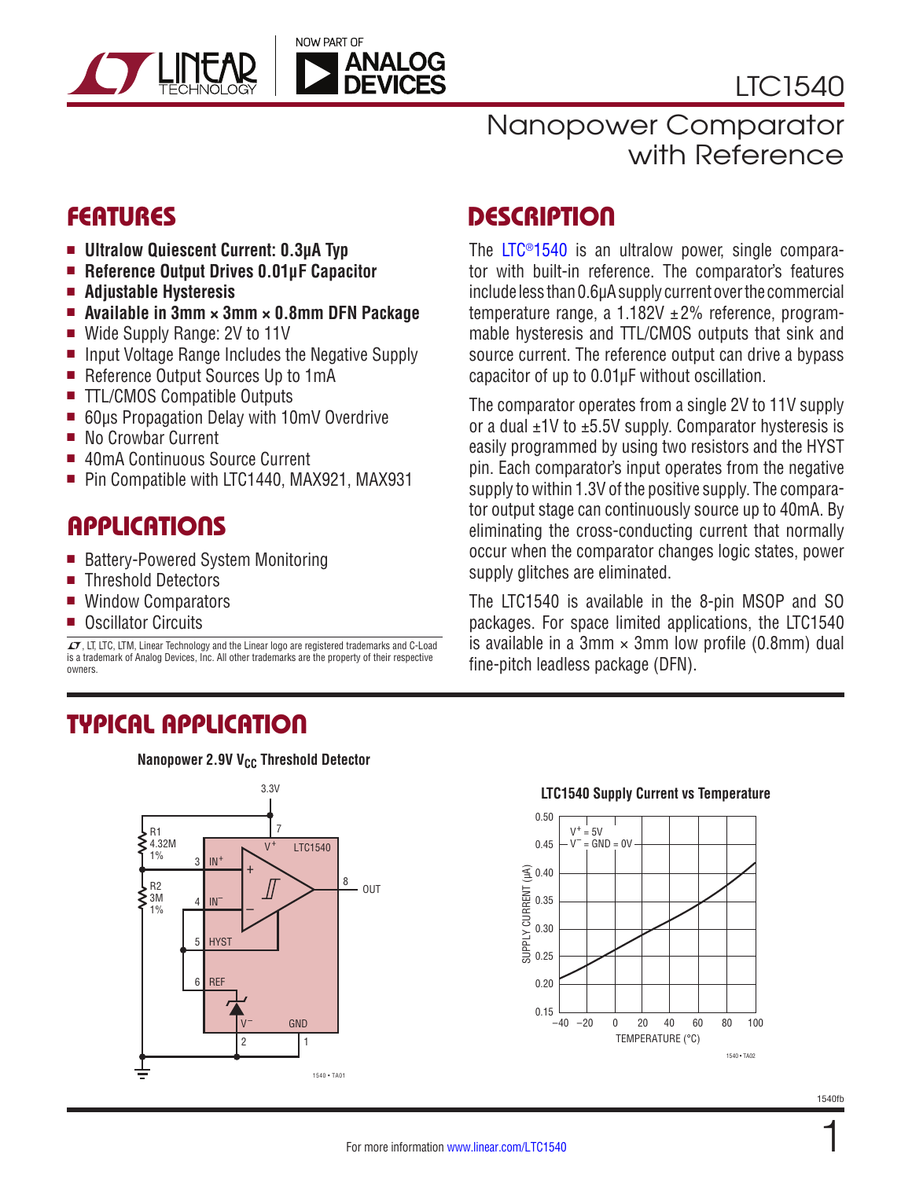# LTC1540

## Nanopower Comparator with Reference

## FEATURES

- **Ultralow Quiescent Current: 0.3µA Typ**
- **Reference Output Drives 0.01µF Capacitor**
- **Adjustable Hysteresis**
- **Available in 3mm × 3mm × 0.8mm DFN Package**
- Wide Supply Range: 2V to 11V
- Input Voltage Range Includes the Negative Supply
- Reference Output Sources Up to 1mA
- TTL/CMOS Compatible Outputs
- 60µs Propagation Delay with 10mV Overdrive
- No Crowbar Current
- 40mA Continuous Source Current
- Pin Compatible with LTC1440, MAX921, MAX931

## APPLICATIONS

- Battery-Powered System Monitoring
- Threshold Detectors
- Window Comparators
- Oscillator Circuits

LT, LTC, LTM, Linear Technology and the Linear logo are registered trademarks and C-Load is a trademark of Analog Devices, Inc. All other trademarks are the property of their respective owners.

## DESCRIPTION

The LTC®1540 is an ultralow power, single comparator with built-in reference. The comparator's features include less than 0.6µA supply current over the commercial temperature range, a 1.182V ±2% reference, programmable hysteresis and TTL/CMOS outputs that sink and source current. The reference output can drive a bypass capacitor of up to 0.01µF without oscillation.

The comparator operates from a single 2V to 11V supply or a dual ±1V to ±5.5V supply. Comparator hysteresis is easily programmed by using two resistors and the HYST pin. Each comparator's input operates from the negative supply to within 1.3V of the positive supply. The comparator output stage can continuously source up to 40mA. By eliminating the cross-conducting current that normally occur when the comparator changes logic states, power supply glitches are eliminated.

The LTC1540 is available in the 8-pin MSOP and SO packages. For space limited applications, the LTC1540 is available in a 3mm × 3mm low profile (0.8mm) dual fine-pitch leadless package (DFN).

## TYPICAL APPLICATION

**Nanopower 2.9V $V_{CC}$ Threshold Detector**

**LTC1540 Supply Current vs Temperature**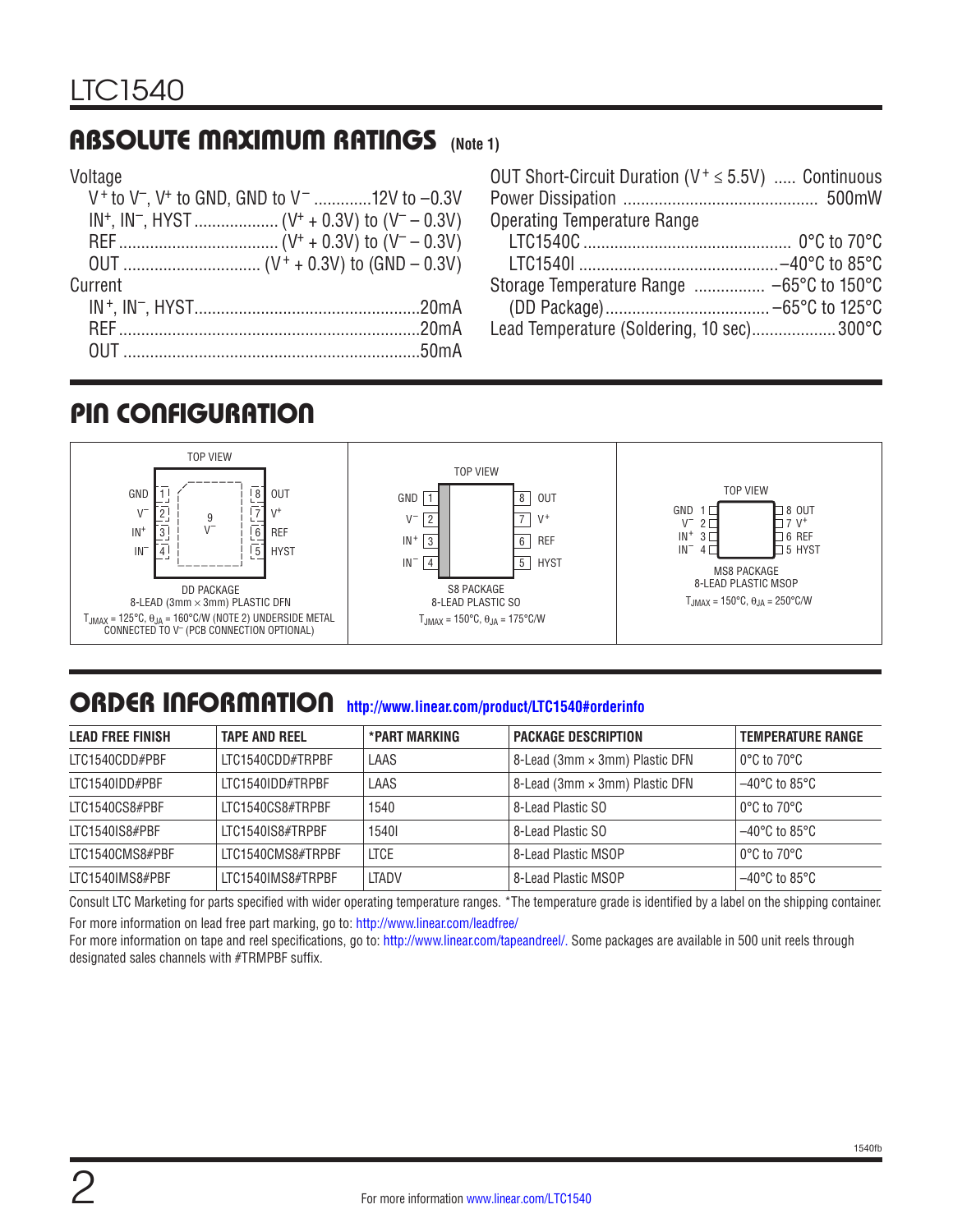## ABSOLUTE MAXIMUM RATINGS (Note 1)

Voltage

- $V^+$ to $V^-$, $V^+$ to GND, GND to $V^-$ .............12V to –0.3V
- $IN^+$, $IN^-$, HYST .................. ($V^+$ + 0.3V) to ($V^-$ – 0.3V)
- REF .................................. ($V^+$ + 0.3V) to ($V^-$ – 0.3V)
- OUT .............................. ($V^+$ + 0.3V) to (GND – 0.3V)

Current

- $IN^+$, $IN^-$, HYST..................................................20mA
- REF ...................................................................20mA
- OUT ..................................................................50mA

OUT Short-Circuit Duration ($V^+ \le 5.5V$) ..... Continuous

Power Dissipation ........................................... 500mW

Operating Temperature Range

- LTC1540C .............................................. 0°C to 70°C
- LTC1540I ............................................–40°C to 85°C

Storage Temperature Range ................ –65°C to 150°C

- (DD Package).................................... –65°C to 125°C

Lead Temperature (Soldering, 10 sec)...................300°C

## PIN CONFIGURATION

**DD PACKAGE** (TOP VIEW): 8-LEAD (3mm × 3mm) PLASTIC DFN
Pins: 1 GND, 2 $V^-$, 3 $IN^+$, 4 $IN^-$, 5 HYST, 6 REF, 7 $V^+$, 8 OUT, 9 $V^-$ (exposed pad)
$T_{JMAX}$ = 125°C, $\theta_{JA}$ = 160°C/W (NOTE 2) UNDERSIDE METAL CONNECTED TO $V^-$ (PCB CONNECTION OPTIONAL)

**S8 PACKAGE** (TOP VIEW): 8-LEAD PLASTIC SO
Pins: 1 GND, 2 $V^-$, 3 $IN^+$, 4 $IN^-$, 5 HYST, 6 REF, 7 $V^+$, 8 OUT
$T_{JMAX}$ = 150°C, $\theta_{JA}$ = 175°C/W

**MS8 PACKAGE** (TOP VIEW): 8-LEAD PLASTIC MSOP
Pins: 1 GND, 2 $V^-$, 3 $IN^+$, 4 $IN^-$, 5 HYST, 6 REF, 7 $V^+$, 8 OUT
$T_{JMAX}$ = 150°C, $\theta_{JA}$ = 250°C/W

## ORDER INFORMATION http://www.linear.com/product/LTC1540#orderinfo

| LEAD FREE FINISH | TAPE AND REEL | *PART MARKING | PACKAGE DESCRIPTION | TEMPERATURE RANGE |
|---|---|---|---|---|
| LTC1540CDD#PBF | LTC1540CDD#TRPBF | LAAS | 8-Lead (3mm × 3mm) Plastic DFN | 0°C to 70°C |
| LTC1540IDD#PBF | LTC1540IDD#TRPBF | LAAS | 8-Lead (3mm × 3mm) Plastic DFN | –40°C to 85°C |
| LTC1540CS8#PBF | LTC1540CS8#TRPBF | 1540 | 8-Lead Plastic SO | 0°C to 70°C |
| LTC1540IS8#PBF | LTC1540IS8#TRPBF | 1540I | 8-Lead Plastic SO | –40°C to 85°C |
| LTC1540CMS8#PBF | LTC1540CMS8#TRPBF | LTCE | 8-Lead Plastic MSOP | 0°C to 70°C |
| LTC1540IMS8#PBF | LTC1540IMS8#TRPBF | LTADV | 8-Lead Plastic MSOP | –40°C to 85°C |

Consult LTC Marketing for parts specified with wider operating temperature ranges. *The temperature grade is identified by a label on the shipping container.

For more information on lead free part marking, go to: http://www.linear.com/leadfree/

For more information on tape and reel specifications, go to: http://www.linear.com/tapeandreel/. Some packages are available in 500 unit reels through designated sales channels with #TRMPBF suffix.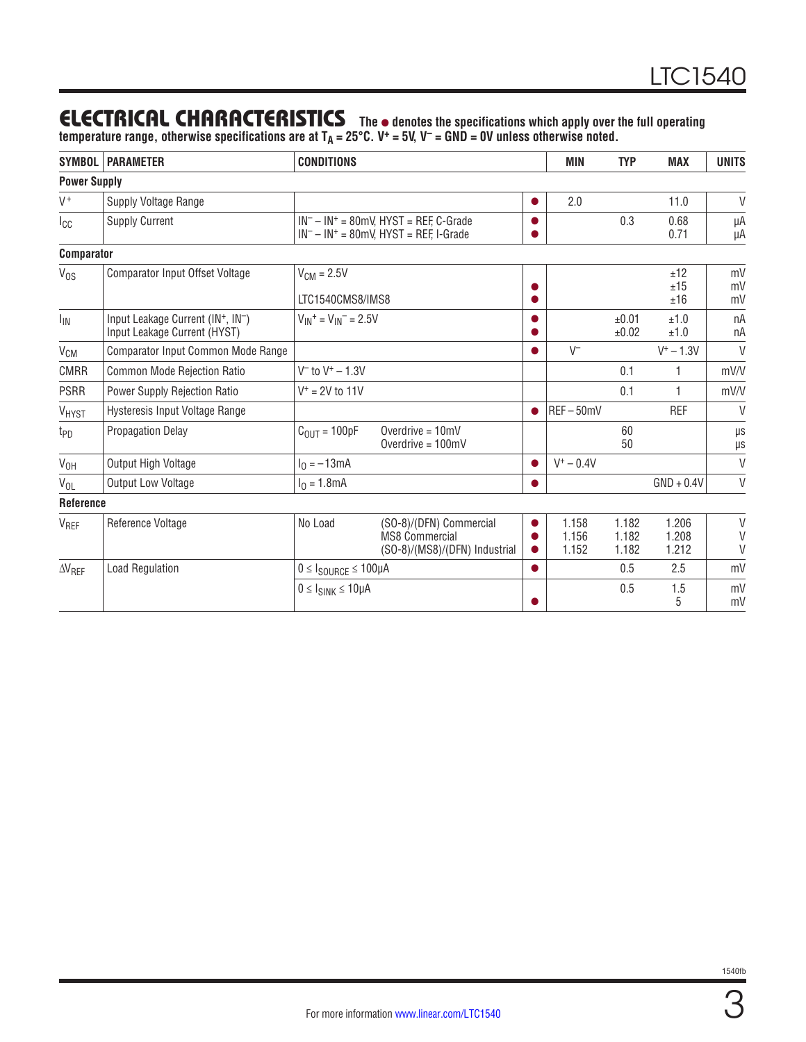## ELECTRICAL CHARACTERISTICS

**The ● denotes the specifications which apply over the full operating temperature range, otherwise specifications are at $T_A$ = 25°C. $V^+$ = 5V, $V^-$ = GND = 0V unless otherwise noted.**

| SYMBOL | PARAMETER | CONDITIONS | | | MIN | TYP | MAX | UNITS |
|---|---|---|---|---|---|---|---|---|
| **Power Supply** | | | | | | | | |
| $V^+$ | Supply Voltage Range | | | ● | 2.0 | | 11.0 | V |
| $I_{CC}$ | Supply Current | $IN^- - IN^+$ = 80mV, HYST = REF, C-Grade<br>$IN^- - IN^+$ = 80mV, HYST = REF, I-Grade | | ●<br>● | | 0.3 | 0.68<br>0.71 | µA<br>µA |
| **Comparator** | | | | | | | | |
| $V_{OS}$ | Comparator Input Offset Voltage | $V_{CM}$ = 2.5V<br><br>LTC1540CMS8/IMS8 | | <br>●<br>● | | | ±12<br>±15<br>±16 | mV<br>mV<br>mV |
| $I_{IN}$ | Input Leakage Current ($IN^+$, $IN^-$)<br>Input Leakage Current (HYST) | $V_{IN^+} = V_{IN^-}$ = 2.5V | | ●<br>● | | ±0.01<br>±0.02 | ±1.0<br>±1.0 | nA<br>nA |
| $V_{CM}$ | Comparator Input Common Mode Range | | | ● | $V^-$ | | $V^+ - 1.3V$ | V |
| CMRR | Common Mode Rejection Ratio | $V^-$ to $V^+ - 1.3V$ | | | | 0.1 | 1 | mV/V |
| PSRR | Power Supply Rejection Ratio | $V^+$ = 2V to 11V | | | | 0.1 | 1 | mV/V |
| $V_{HYST}$ | Hysteresis Input Voltage Range | | | ● | REF – 50mV | | REF | V |
| $t_{PD}$ | Propagation Delay | $C_{OUT}$ = 100pF | Overdrive = 10mV<br>Overdrive = 100mV | | | 60<br>50 | | µs<br>µs |
| $V_{OH}$ | Output High Voltage | $I_O$ = –13mA | | ● | $V^+ - 0.4V$ | | | V |
| $V_{OL}$ | Output Low Voltage | $I_O$ = 1.8mA | | ● | | | GND + 0.4V | V |
| **Reference** | | | | | | | | |
| $V_{REF}$ | Reference Voltage | No Load | (SO-8)/(DFN) Commercial<br>MS8 Commercial<br>(SO-8)/(MS8)/(DFN) Industrial | ●<br>●<br>● | 1.158<br>1.156<br>1.152 | 1.182<br>1.182<br>1.182 | 1.206<br>1.208<br>1.212 | V<br>V<br>V |
| $\Delta V_{REF}$ | Load Regulation | $0 \le I_{SOURCE} \le 100\mu A$ | | ● | | 0.5 | 2.5 | mV |
| | | $0 \le I_{SINK} \le 10\mu A$ | | <br>● | | 0.5 | 1.5<br>5 | mV<br>mV |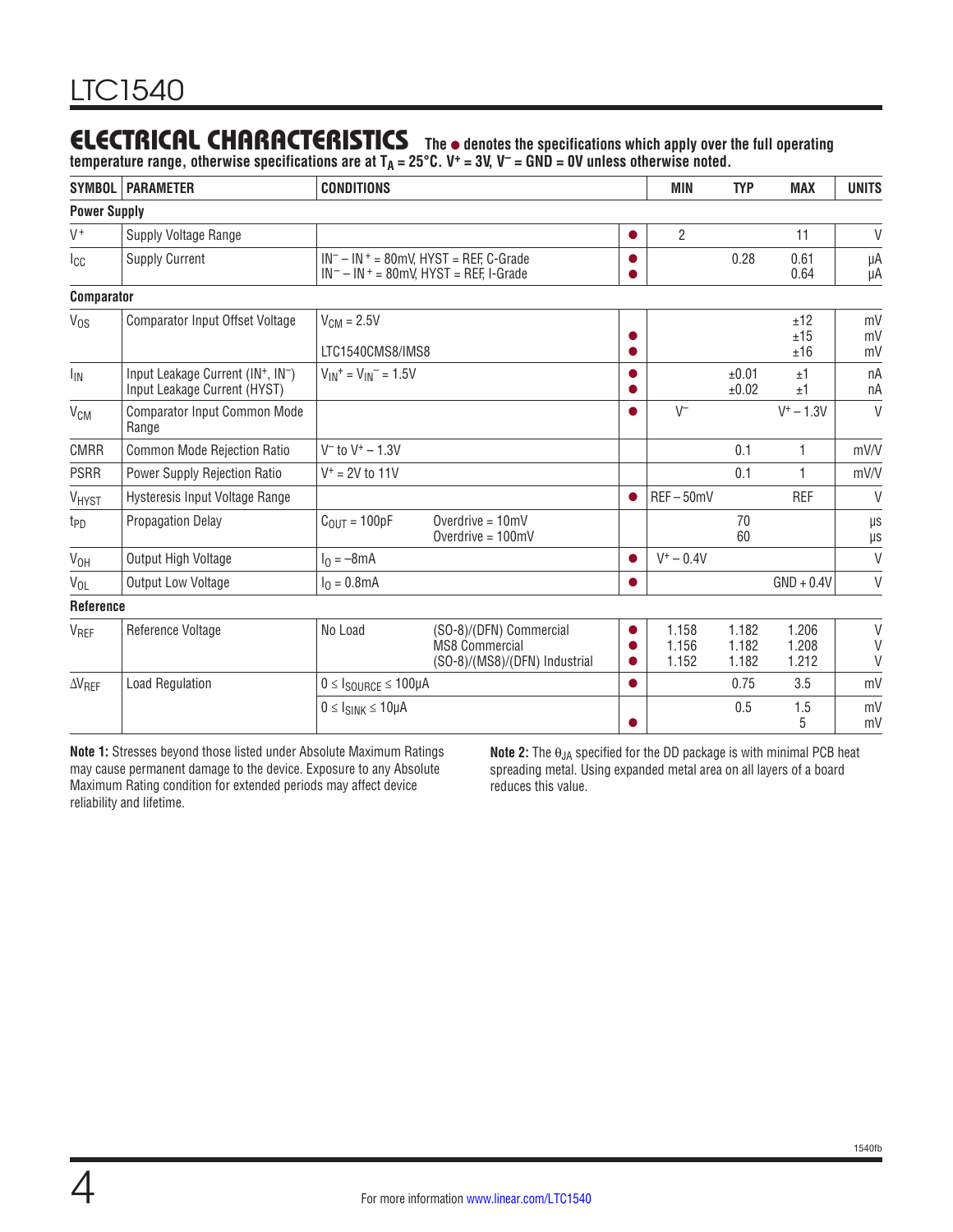## ELECTRICAL CHARACTERISTICS

**The ● denotes the specifications which apply over the full operating temperature range, otherwise specifications are at $T_A$ = 25°C. $V^+$ = 3V, $V^-$ = GND = 0V unless otherwise noted.**

| SYMBOL | PARAMETER | CONDITIONS | | | MIN | TYP | MAX | UNITS |
|---|---|---|---|---|---|---|---|---|
| **Power Supply** | | | | | | | | |
| $V^+$ | Supply Voltage Range | | | ● | 2 | | 11 | V |
| $I_{CC}$ | Supply Current | $IN^- - IN^+$ = 80mV, HYST = REF, C-Grade<br>$IN^- - IN^+$ = 80mV, HYST = REF, I-Grade | | ●<br>● | | 0.28 | 0.61<br>0.64 | µA<br>µA |
| **Comparator** | | | | | | | | |
| $V_{OS}$ | Comparator Input Offset Voltage | $V_{CM}$ = 2.5V<br><br>LTC1540CMS8/IMS8 | | <br>●<br>● | | | ±12<br>±15<br>±16 | mV<br>mV<br>mV |
| $I_{IN}$ | Input Leakage Current ($IN^+$, $IN^-$)<br>Input Leakage Current (HYST) | $V_{IN}^+ = V_{IN}^-$ = 1.5V | | ●<br>● | | ±0.01<br>±0.02 | ±1<br>±1 | nA<br>nA |
| $V_{CM}$ | Comparator Input Common Mode Range | | | ● | $V^-$ | | $V^+ - 1.3V$ | V |
| CMRR | Common Mode Rejection Ratio | $V^-$ to $V^+ - 1.3V$ | | | | 0.1 | 1 | mV/V |
| PSRR | Power Supply Rejection Ratio | $V^+$ = 2V to 11V | | | | 0.1 | 1 | mV/V |
| $V_{HYST}$ | Hysteresis Input Voltage Range | | | ● | REF – 50mV | | REF | V |
| $t_{PD}$ | Propagation Delay | $C_{OUT}$ = 100pF | Overdrive = 10mV<br>Overdrive = 100mV | | | 70<br>60 | | µs<br>µs |
| $V_{OH}$ | Output High Voltage | $I_O$ = –8mA | | ● | $V^+ - 0.4V$ | | | V |
| $V_{OL}$ | Output Low Voltage | $I_O$ = 0.8mA | | ● | | | GND + 0.4V | V |
| **Reference** | | | | | | | | |
| $V_{REF}$ | Reference Voltage | No Load | (SO-8)/(DFN) Commercial<br>MS8 Commercial<br>(SO-8)/(MS8)/(DFN) Industrial | ●<br>●<br>● | 1.158<br>1.156<br>1.152 | 1.182<br>1.182<br>1.182 | 1.206<br>1.208<br>1.212 | V<br>V<br>V |
| $\Delta V_{REF}$ | Load Regulation | $0 \le I_{SOURCE} \le 100µA$ | | ● | | 0.75 | 3.5 | mV |
| | | $0 \le I_{SINK} \le 10µA$ | | <br>● | | 0.5 | 1.5<br>5 | mV<br>mV |

**Note 1:** Stresses beyond those listed under Absolute Maximum Ratings may cause permanent damage to the device. Exposure to any Absolute Maximum Rating condition for extended periods may affect device reliability and lifetime.

**Note 2:** The $\theta_{JA}$ specified for the DD package is with minimal PCB heat spreading metal. Using expanded metal area on all layers of a board reduces this value.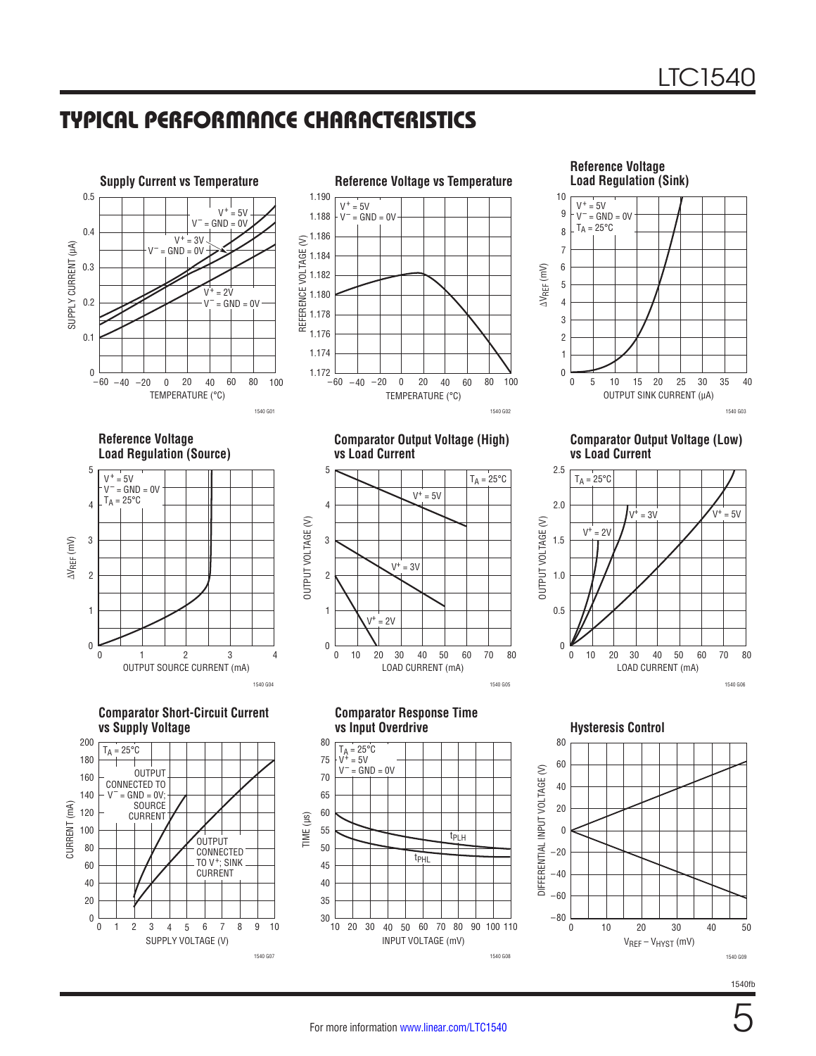## TYPICAL PERFORMANCE CHARACTERISTICS

**Supply Current vs Temperature**

SUPPLY CURRENT (µA) vs TEMPERATURE (°C)

$V^+ = 5V$, $V^- = GND = 0V$

$V^+ = 3V$, $V^- = GND = 0V$

$V^+ = 2V$, $V^- = GND = 0V$

1540 G01

**Reference Voltage vs Temperature**

REFERENCE VOLTAGE (V) vs TEMPERATURE (°C)

$V^+ = 5V$, $V^- = GND = 0V$

1540 G02

**Reference Voltage Load Regulation (Sink)**

$\Delta V_{REF}$ (mV) vs OUTPUT SINK CURRENT (µA)

$V^+ = 5V$, $V^- = GND = 0V$, $T_A = 25°C$

1540 G03

**Reference Voltage Load Regulation (Source)**

$\Delta V_{REF}$ (mV) vs OUTPUT SOURCE CURRENT (mA)

$V^+ = 5V$, $V^- = GND = 0V$, $T_A = 25°C$

1540 G04

**Comparator Output Voltage (High) vs Load Current**

OUTPUT VOLTAGE (V) vs LOAD CURRENT (mA)

$T_A = 25°C$; $V^+ = 5V$; $V^+ = 3V$; $V^+ = 2V$

1540 G05

**Comparator Output Voltage (Low) vs Load Current**

OUTPUT VOLTAGE (V) vs LOAD CURRENT (mA)

$T_A = 25°C$; $V^+ = 2V$; $V^+ = 3V$; $V^+ = 5V$

1540 G06

**Comparator Short-Circuit Current vs Supply Voltage**

CURRENT (mA) vs SUPPLY VOLTAGE (V)

$T_A = 25°C$

OUTPUT CONNECTED TO $V^- = GND = 0V$; SOURCE CURRENT

OUTPUT CONNECTED TO $V^+$; SINK CURRENT

1540 G07

**Comparator Response Time vs Input Overdrive**

TIME (µs) vs INPUT VOLTAGE (mV)

$T_A = 25°C$, $V^+ = 5V$, $V^- = GND = 0V$

$t_{PLH}$; $t_{PHL}$

1540 G08

**Hysteresis Control**

DIFFERENTIAL INPUT VOLTAGE (V) vs $V_{REF} - V_{HYST}$ (mV)

1540 G09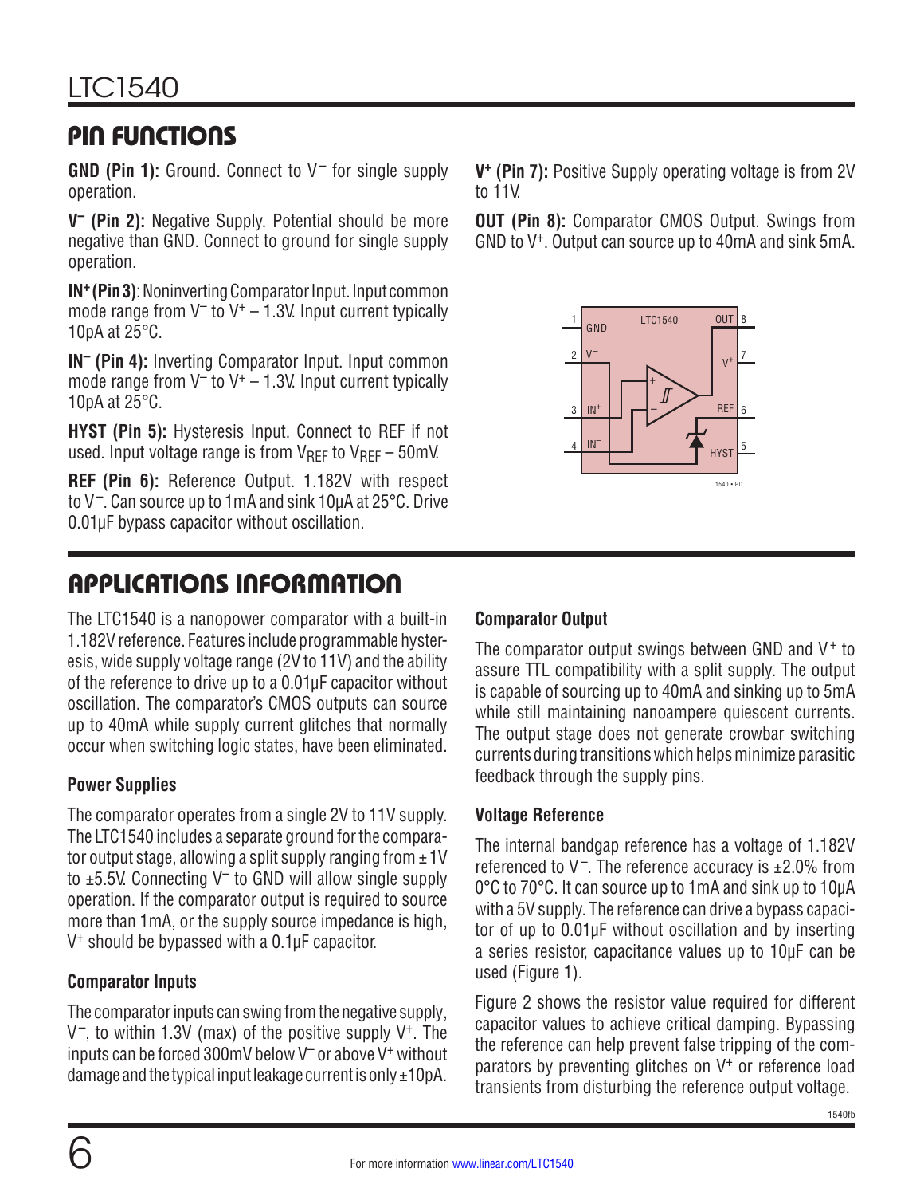## PIN FUNCTIONS

**GND (Pin 1):** Ground. Connect to $V^-$ for single supply operation.

**$V^-$ (Pin 2):** Negative Supply. Potential should be more negative than GND. Connect to ground for single supply operation.

**$IN^+$ (Pin 3)**: Noninverting Comparator Input. Input common mode range from $V^-$ to $V^+ - 1.3V$. Input current typically 10pA at 25°C.

**$IN^-$ (Pin 4):** Inverting Comparator Input. Input common mode range from $V^-$ to $V^+ - 1.3V$. Input current typically 10pA at 25°C.

**HYST (Pin 5):** Hysteresis Input. Connect to REF if not used. Input voltage range is from $V_{REF}$ to $V_{REF} - 50mV$.

**REF (Pin 6):** Reference Output. 1.182V with respect to $V^-$. Can source up to 1mA and sink 10µA at 25°C. Drive 0.01µF bypass capacitor without oscillation.

**$V^+$ (Pin 7):** Positive Supply operating voltage is from 2V to 11V.

**OUT (Pin 8):** Comparator CMOS Output. Swings from GND to $V^+$. Output can source up to 40mA and sink 5mA.

## APPLICATIONS INFORMATION

The LTC1540 is a nanopower comparator with a built-in 1.182V reference. Features include programmable hysteresis, wide supply voltage range (2V to 11V) and the ability of the reference to drive up to a 0.01µF capacitor without oscillation. The comparator's CMOS outputs can source up to 40mA while supply current glitches that normally occur when switching logic states, have been eliminated.

### Power Supplies

The comparator operates from a single 2V to 11V supply. The LTC1540 includes a separate ground for the comparator output stage, allowing a split supply ranging from ±1V to ±5.5V. Connecting $V^-$ to GND will allow single supply operation. If the comparator output is required to source more than 1mA, or the supply source impedance is high, $V^+$ should be bypassed with a 0.1µF capacitor.

### Comparator Inputs

The comparator inputs can swing from the negative supply, $V^-$, to within 1.3V (max) of the positive supply $V^+$. The inputs can be forced 300mV below $V^-$ or above $V^+$ without damage and the typical input leakage current is only ±10pA.

### Comparator Output

The comparator output swings between GND and $V^+$ to assure TTL compatibility with a split supply. The output is capable of sourcing up to 40mA and sinking up to 5mA while still maintaining nanoampere quiescent currents. The output stage does not generate crowbar switching currents during transitions which helps minimize parasitic feedback through the supply pins.

### Voltage Reference

The internal bandgap reference has a voltage of 1.182V referenced to $V^-$. The reference accuracy is ±2.0% from 0°C to 70°C. It can source up to 1mA and sink up to 10µA with a 5V supply. The reference can drive a bypass capacitor of up to 0.01µF without oscillation and by inserting a series resistor, capacitance values up to 10µF can be used (Figure 1).

Figure 2 shows the resistor value required for different capacitor values to achieve critical damping. Bypassing the reference can help prevent false tripping of the comparators by preventing glitches on $V^+$ or reference load transients from disturbing the reference output voltage.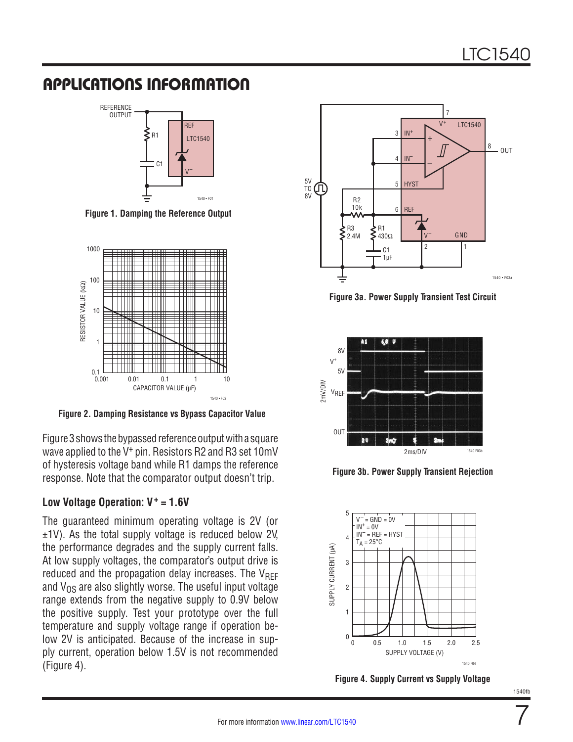## APPLICATIONS INFORMATION

Figure 1. Damping the Reference Output

Figure 2. Damping Resistance vs Bypass Capacitor Value

Figure 3 shows the bypassed reference output with a square wave applied to the $V^+$ pin. Resistors R2 and R3 set 10mV of hysteresis voltage band while R1 damps the reference response. Note that the comparator output doesn't trip.

### Low Voltage Operation: $V^+ = 1.6V$

The guaranteed minimum operating voltage is 2V (or ±1V). As the total supply voltage is reduced below 2V, the performance degrades and the supply current falls. At low supply voltages, the comparator's output drive is reduced and the propagation delay increases. The $V_{REF}$ and $V_{OS}$ are also slightly worse. The useful input voltage range extends from the negative supply to 0.9V below the positive supply. Test your prototype over the full temperature and supply voltage range if operation below 2V is anticipated. Because of the increase in supply current, operation below 1.5V is not recommended (Figure 4).

Figure 3a. Power Supply Transient Test Circuit

Figure 3b. Power Supply Transient Rejection

Figure 4. Supply Current vs Supply Voltage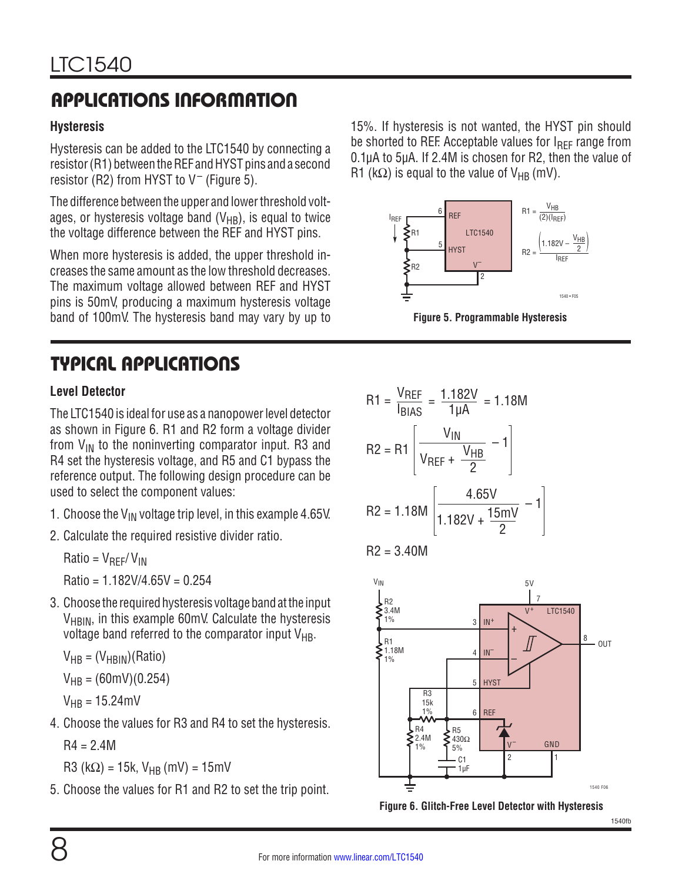## APPLICATIONS INFORMATION

### Hysteresis

Hysteresis can be added to the LTC1540 by connecting a resistor (R1) between the REF and HYST pins and a second resistor (R2) from HYST to $V^-$ (Figure 5).

The difference between the upper and lower threshold voltages, or hysteresis voltage band ($V_{HB}$), is equal to twice the voltage difference between the REF and HYST pins.

When more hysteresis is added, the upper threshold increases the same amount as the low threshold decreases. The maximum voltage allowed between REF and HYST pins is 50mV, producing a maximum hysteresis voltage band of 100mV. The hysteresis band may vary by up to 15%. If hysteresis is not wanted, the HYST pin should be shorted to REF. Acceptable values for $I_{REF}$ range from 0.1µA to 5µA. If 2.4M is chosen for R2, then the value of R1 (kΩ) is equal to the value of $V_{HB}$ (mV).

$$R1 = \frac{V_{HB}}{(2)(I_{REF})}$$

$$R2 = \frac{\left(1.182V - \frac{V_{HB}}{2}\right)}{I_{REF}}$$

**Figure 5. Programmable Hysteresis**

## TYPICAL APPLICATIONS

### Level Detector

The LTC1540 is ideal for use as a nanopower level detector as shown in Figure 6. R1 and R2 form a voltage divider from $V_{IN}$ to the noninverting comparator input. R3 and R4 set the hysteresis voltage, and R5 and C1 bypass the reference output. The following design procedure can be used to select the component values:

1. Choose the $V_{IN}$ voltage trip level, in this example 4.65V.
2. Calculate the required resistive divider ratio.

   Ratio = $V_{REF}/V_{IN}$

   Ratio = 1.182V/4.65V = 0.254
3. Choose the required hysteresis voltage band at the input $V_{HBIN}$, in this example 60mV. Calculate the hysteresis voltage band referred to the comparator input $V_{HB}$.

   $V_{HB} = (V_{HBIN})(\text{Ratio})$

   $V_{HB} = (60mV)(0.254)$

   $V_{HB} = 15.24mV$
4. Choose the values for R3 and R4 to set the hysteresis.

   R4 = 2.4M

   R3 (kΩ) = 15k, $V_{HB}$ (mV) = 15mV
5. Choose the values for R1 and R2 to set the trip point.

$$R1 = \frac{V_{REF}}{I_{BIAS}} = \frac{1.182V}{1\mu A} = 1.18M$$

$$R2 = R1\left[\frac{V_{IN}}{V_{REF} + \frac{V_{HB}}{2}} - 1\right]$$

$$R2 = 1.18M\left[\frac{4.65V}{1.182V + \frac{15mV}{2}} - 1\right]$$

R2 = 3.40M

**Figure 6. Glitch-Free Level Detector with Hysteresis**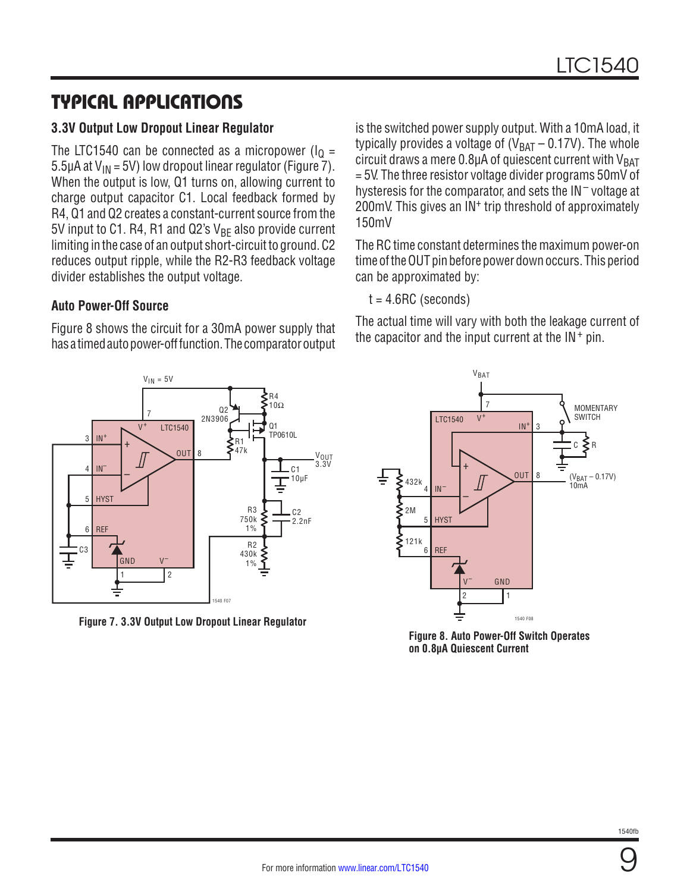## TYPICAL APPLICATIONS

### 3.3V Output Low Dropout Linear Regulator

The LTC1540 can be connected as a micropower ($I_Q$ = 5.5µA at $V_{IN}$ = 5V) low dropout linear regulator (Figure 7). When the output is low, Q1 turns on, allowing current to charge output capacitor C1. Local feedback formed by R4, Q1 and Q2 creates a constant-current source from the 5V input to C1. R4, R1 and Q2's $V_{BE}$ also provide current limiting in the case of an output short-circuit to ground. C2 reduces output ripple, while the R2-R3 feedback voltage divider establishes the output voltage.

### Auto Power-Off Source

Figure 8 shows the circuit for a 30mA power supply that has a timed auto power-off function. The comparator output is the switched power supply output. With a 10mA load, it typically provides a voltage of ($V_{BAT}$ – 0.17V). The whole circuit draws a mere 0.8µA of quiescent current with $V_{BAT}$ = 5V. The three resistor voltage divider programs 50mV of hysteresis for the comparator, and sets the $IN^-$ voltage at 200mV. This gives an $IN^+$ trip threshold of approximately 150mV

The RC time constant determines the maximum power-on time of the OUT pin before power down occurs. This period can be approximated by:

$$t = 4.6RC \text{ (seconds)}$$

The actual time will vary with both the leakage current of the capacitor and the input current at the $IN^+$ pin.

Figure 7. 3.3V Output Low Dropout Linear Regulator

Figure 8. Auto Power-Off Switch Operates on 0.8µA Quiescent Current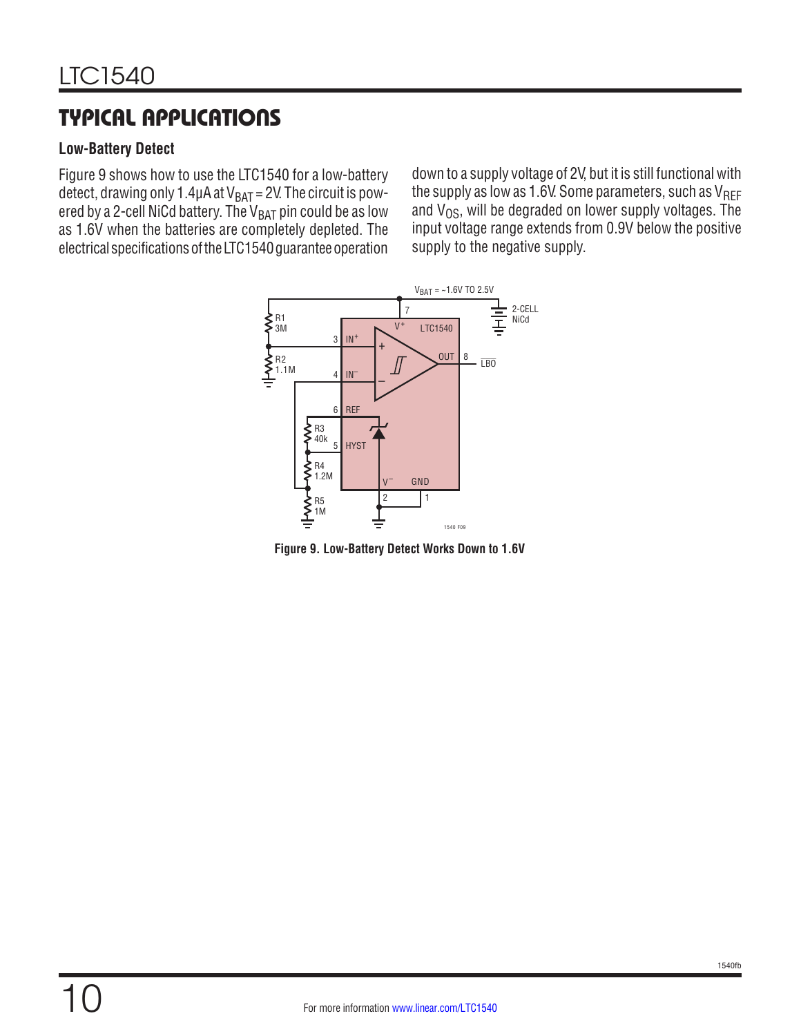## TYPICAL APPLICATIONS

### Low-Battery Detect

Figure 9 shows how to use the LTC1540 for a low-battery detect, drawing only 1.4µA at $V_{BAT}$ = 2V. The circuit is powered by a 2-cell NiCd battery. The $V_{BAT}$ pin could be as low as 1.6V when the batteries are completely depleted. The electrical specifications of the LTC1540 guarantee operation down to a supply voltage of 2V, but it is still functional with the supply as low as 1.6V. Some parameters, such as $V_{REF}$ and $V_{OS}$, will be degraded on lower supply voltages. The input voltage range extends from 0.9V below the positive supply to the negative supply.

**Figure 9. Low-Battery Detect Works Down to 1.6V**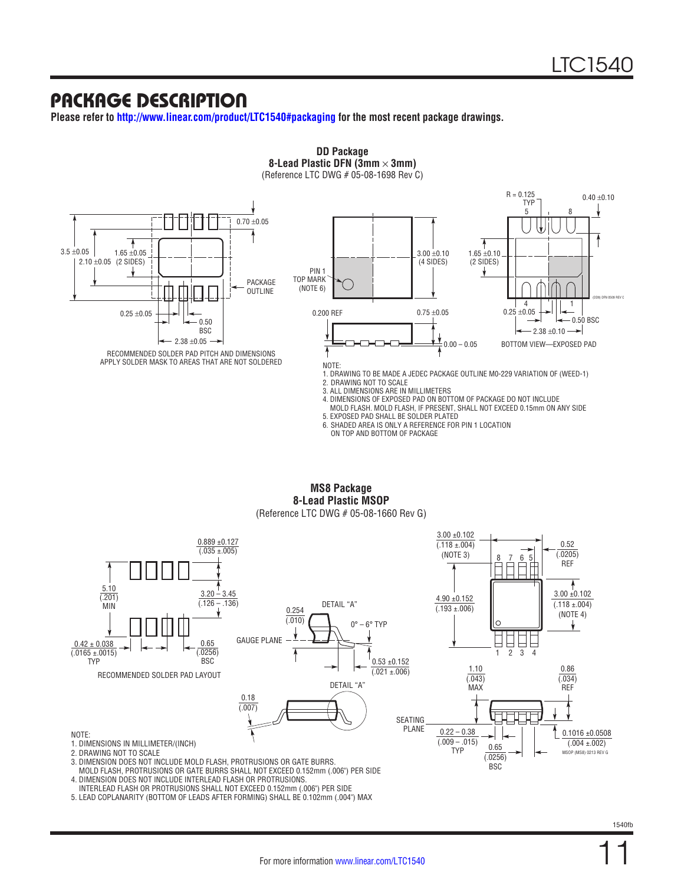## PACKAGE DESCRIPTION

**Please refer to http://www.linear.com/product/LTC1540#packaging for the most recent package drawings.**

**DD Package**
**8-Lead Plastic DFN (3mm × 3mm)**
(Reference LTC DWG # 05-08-1698 Rev C)

RECOMMENDED SOLDER PAD PITCH AND DIMENSIONS
APPLY SOLDER MASK TO AREAS THAT ARE NOT SOLDERED

BOTTOM VIEW—EXPOSED PAD

NOTE:
1. DRAWING TO BE MADE A JEDEC PACKAGE OUTLINE M0-229 VARIATION OF (WEED-1)
2. DRAWING NOT TO SCALE
3. ALL DIMENSIONS ARE IN MILLIMETERS
4. DIMENSIONS OF EXPOSED PAD ON BOTTOM OF PACKAGE DO NOT INCLUDE MOLD FLASH. MOLD FLASH, IF PRESENT, SHALL NOT EXCEED 0.15mm ON ANY SIDE
5. EXPOSED PAD SHALL BE SOLDER PLATED
6. SHADED AREA IS ONLY A REFERENCE FOR PIN 1 LOCATION ON TOP AND BOTTOM OF PACKAGE

**MS8 Package**
**8-Lead Plastic MSOP**
(Reference LTC DWG # 05-08-1660 Rev G)

RECOMMENDED SOLDER PAD LAYOUT

DETAIL "A"

NOTE:
1. DIMENSIONS IN MILLIMETER/(INCH)
2. DRAWING NOT TO SCALE
3. DIMENSION DOES NOT INCLUDE MOLD FLASH, PROTRUSIONS OR GATE BURRS. MOLD FLASH, PROTRUSIONS OR GATE BURRS SHALL NOT EXCEED 0.152mm (.006") PER SIDE
4. DIMENSION DOES NOT INCLUDE INTERLEAD FLASH OR PROTRUSIONS. INTERLEAD FLASH OR PROTRUSIONS SHALL NOT EXCEED 0.152mm (.006") PER SIDE
5. LEAD COPLANARITY (BOTTOM OF LEADS AFTER FORMING) SHALL BE 0.102mm (.004") MAX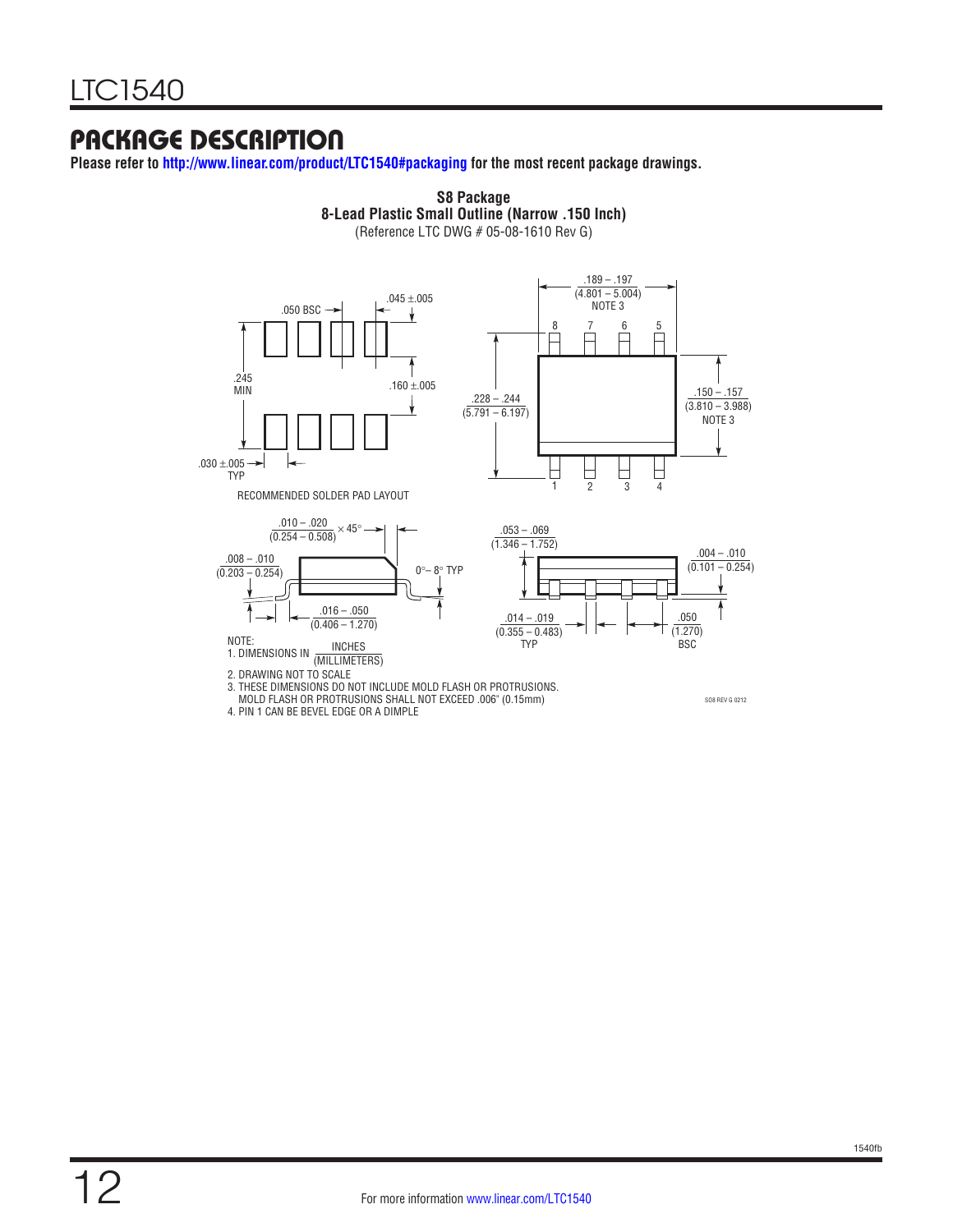## PACKAGE DESCRIPTION

**Please refer to http://www.linear.com/product/LTC1540#packaging for the most recent package drawings.**

**S8 Package**
**8-Lead Plastic Small Outline (Narrow .150 Inch)**
(Reference LTC DWG # 05-08-1610 Rev G)

.050 BSC

.045 ±.005

.245 MIN

.160 ±.005

.030 ±.005 TYP

RECOMMENDED SOLDER PAD LAYOUT

.189 – .197 (4.801 – 5.004) NOTE 3

.228 – .244 (5.791 – 6.197)

.150 – .157 (3.810 – 3.988) NOTE 3

.010 – .020 (0.254 – 0.508) × 45°

.008 – .010 (0.203 – 0.254)

0°– 8° TYP

.016 – .050 (0.406 – 1.270)

.053 – .069 (1.346 – 1.752)

.004 – .010 (0.101 – 0.254)

.014 – .019 (0.355 – 0.483) TYP

.050 (1.270) BSC

NOTE:
1. DIMENSIONS IN INCHES (MILLIMETERS)
2. DRAWING NOT TO SCALE
3. THESE DIMENSIONS DO NOT INCLUDE MOLD FLASH OR PROTRUSIONS. MOLD FLASH OR PROTRUSIONS SHALL NOT EXCEED .006" (0.15mm)
4. PIN 1 CAN BE BEVEL EDGE OR A DIMPLE

SO8 REV G 0212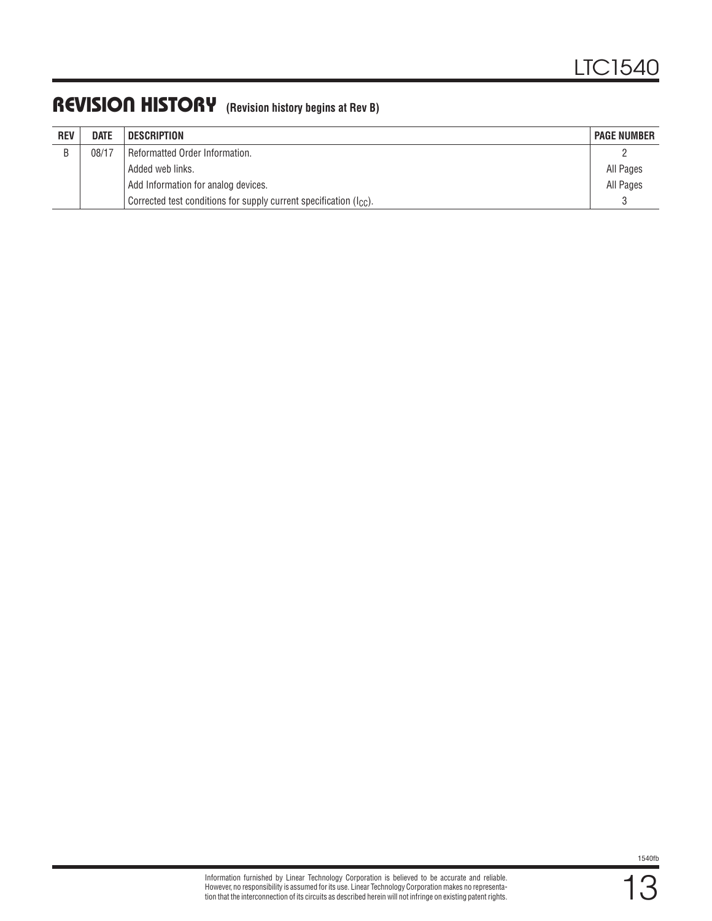## REVISION HISTORY (Revision history begins at Rev B)

| REV | DATE | DESCRIPTION | PAGE NUMBER |
|---|---|---|---|
| B | 08/17 | Reformatted Order Information. | 2 |
| | | Added web links. | All Pages |
| | | Add Information for analog devices. | All Pages |
| | | Corrected test conditions for supply current specification ($I_{CC}$). | 3 |

Information furnished by Linear Technology Corporation is believed to be accurate and reliable. However, no responsibility is assumed for its use. Linear Technology Corporation makes no representation that the interconnection of its circuits as described herein will not infringe on existing patent rights.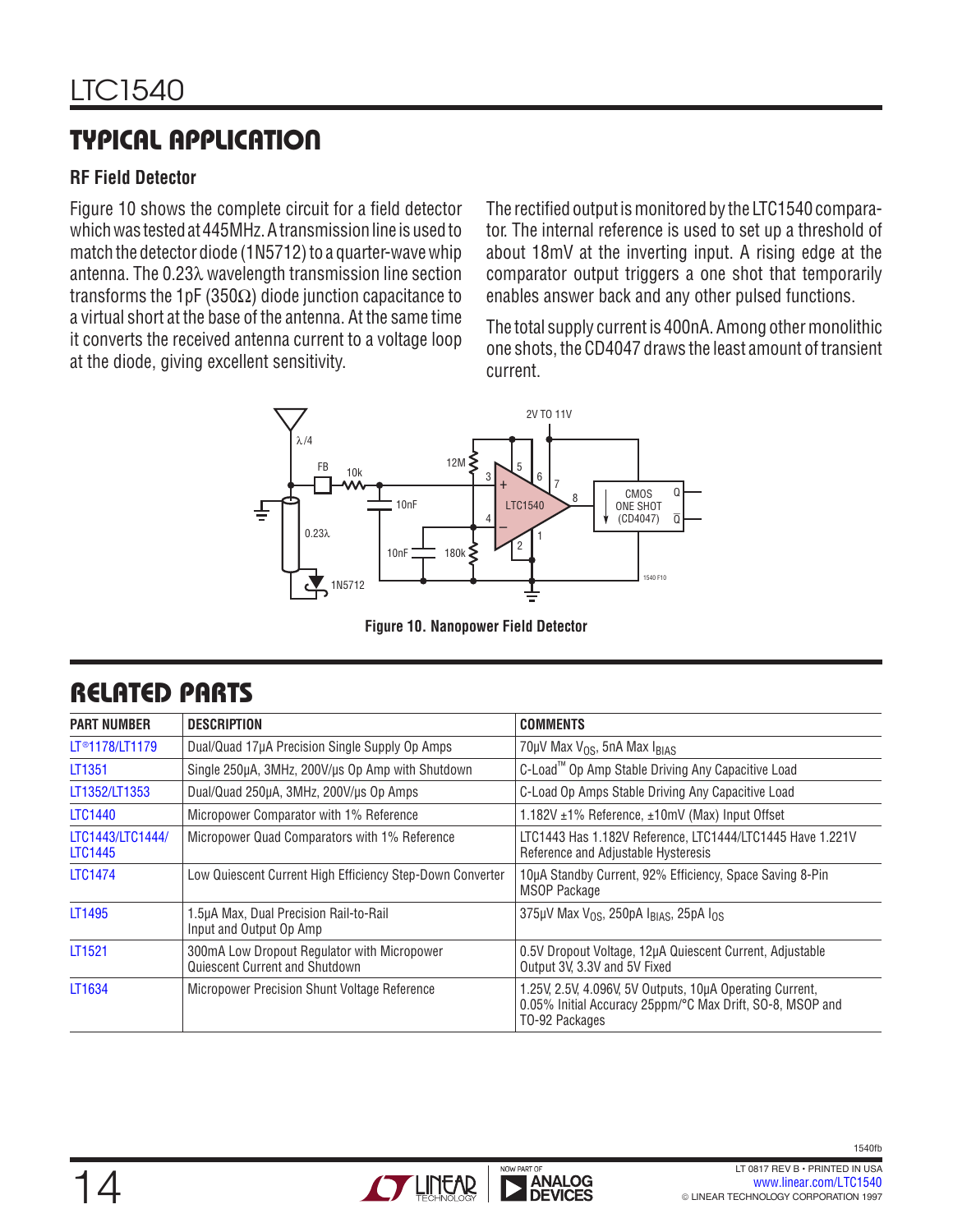## TYPICAL APPLICATION

### RF Field Detector

Figure 10 shows the complete circuit for a field detector which was tested at 445MHz. A transmission line is used to match the detector diode (1N5712) to a quarter-wave whip antenna. The 0.23λ wavelength transmission line section transforms the 1pF (350Ω) diode junction capacitance to a virtual short at the base of the antenna. At the same time it converts the received antenna current to a voltage loop at the diode, giving excellent sensitivity.

The rectified output is monitored by the LTC1540 comparator. The internal reference is used to set up a threshold of about 18mV at the inverting input. A rising edge at the comparator output triggers a one shot that temporarily enables answer back and any other pulsed functions.

The total supply current is 400nA. Among other monolithic one shots, the CD4047 draws the least amount of transient current.

2V TO 11V

λ/4

FB

10k

12M

10nF

0.23λ

10nF

180k

1N5712

LTC1540

CMOS ONE SHOT (CD4047)

Q

Q̄

1540 F10

Figure 10. Nanopower Field Detector

## RELATED PARTS

| PART NUMBER | DESCRIPTION | COMMENTS |
|---|---|---|
| LT®1178/LT1179 | Dual/Quad 17µA Precision Single Supply Op Amps | 70µV Max $V_{OS}$, 5nA Max $I_{BIAS}$ |
| LT1351 | Single 250µA, 3MHz, 200V/µs Op Amp with Shutdown | C-Load™ Op Amp Stable Driving Any Capacitive Load |
| LT1352/LT1353 | Dual/Quad 250µA, 3MHz, 200V/µs Op Amps | C-Load Op Amps Stable Driving Any Capacitive Load |
| LTC1440 | Micropower Comparator with 1% Reference | 1.182V ±1% Reference, ±10mV (Max) Input Offset |
| LTC1443/LTC1444/ LTC1445 | Micropower Quad Comparators with 1% Reference | LTC1443 Has 1.182V Reference, LTC1444/LTC1445 Have 1.221V Reference and Adjustable Hysteresis |
| LTC1474 | Low Quiescent Current High Efficiency Step-Down Converter | 10µA Standby Current, 92% Efficiency, Space Saving 8-Pin MSOP Package |
| LT1495 | 1.5µA Max, Dual Precision Rail-to-Rail Input and Output Op Amp | 375µV Max $V_{OS}$, 250pA $I_{BIAS}$, 25pA $I_{OS}$ |
| LT1521 | 300mA Low Dropout Regulator with Micropower Quiescent Current and Shutdown | 0.5V Dropout Voltage, 12µA Quiescent Current, Adjustable Output 3V, 3.3V and 5V Fixed |
| LT1634 | Micropower Precision Shunt Voltage Reference | 1.25V, 2.5V, 4.096V, 5V Outputs, 10µA Operating Current, 0.05% Initial Accuracy 25ppm/°C Max Drift, SO-8, MSOP and TO-92 Packages |

LT 0817 REV B • PRINTED IN USA
www.linear.com/LTC1540
© LINEAR TECHNOLOGY CORPORATION 1997